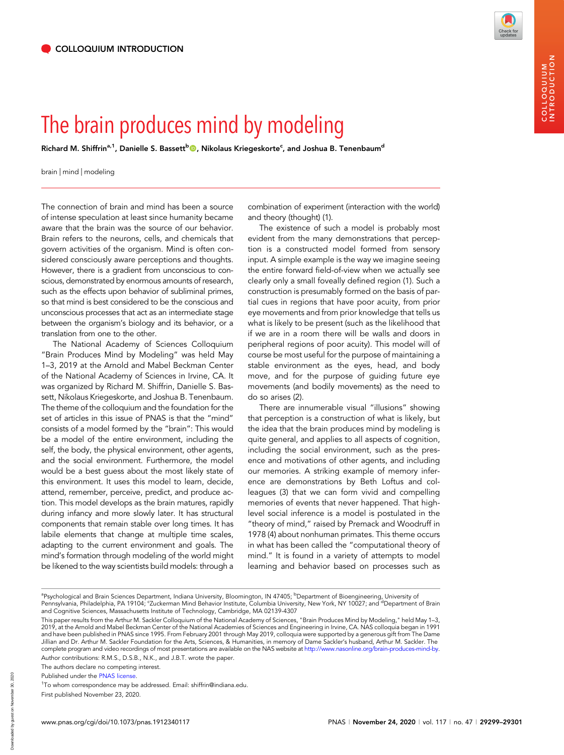COLLOQUIUM INTRODUCTION

# The brain produces mind by modeling

Richard M. Shiffrin[a,1], Danielle S. Bassett[b], Nikolaus Kriegeskorte[c], and Joshua B. Tenenbaum[d]

brain | mind | modeling

The connection of brain and mind has been a source of intense speculation at least since humanity became aware that the brain was the source of our behavior. Brain refers to the neurons, cells, and chemicals that govern activities of the organism. Mind is often considered consciously aware perceptions and thoughts. However, there is a gradient from unconscious to conscious, demonstrated by enormous amounts of research, such as the effects upon behavior of subliminal primes, so that mind is best considered to be the conscious and unconscious processes that act as an intermediate stage between the organism's biology and its behavior, or a translation from one to the other.

The National Academy of Sciences Colloquium "Brain Produces Mind by Modeling" was held May 1–3, 2019 at the Arnold and Mabel Beckman Center of the National Academy of Sciences in Irvine, CA. It was organized by Richard M. Shiffrin, Danielle S. Bassett, Nikolaus Kriegeskorte, and Joshua B. Tenenbaum. The theme of the colloquium and the foundation for the set of articles in this issue of PNAS is that the "mind" consists of a model formed by the "brain": This would be a model of the entire environment, including the self, the body, the physical environment, other agents, and the social environment. Furthermore, the model would be a best guess about the most likely state of this environment. It uses this model to learn, decide, attend, remember, perceive, predict, and produce action. This model develops as the brain matures, rapidly during infancy and more slowly later. It has structural components that remain stable over long times. It has labile elements that change at multiple time scales, adapting to the current environment and goals. The mind's formation through modeling of the world might be likened to the way scientists build models: through a combination of experiment (interaction with the world) and theory (thought) (1).

The existence of such a model is probably most evident from the many demonstrations that perception is a constructed model formed from sensory input. A simple example is the way we imagine seeing the entire forward field-of-view when we actually see clearly only a small foveally defined region (1). Such a construction is presumably formed on the basis of partial cues in regions that have poor acuity, from prior eye movements and from prior knowledge that tells us what is likely to be present (such as the likelihood that if we are in a room there will be walls and doors in peripheral regions of poor acuity). This model will of course be most useful for the purpose of maintaining a stable environment as the eyes, head, and body move, and for the purpose of guiding future eye movements (and bodily movements) as the need to do so arises (2).

There are innumerable visual "illusions" showing that perception is a construction of what is likely, but the idea that the brain produces mind by modeling is quite general, and applies to all aspects of cognition, including the social environment, such as the presence and motivations of other agents, and including our memories. A striking example of memory inference are demonstrations by Beth Loftus and colleagues (3) that we can form vivid and compelling memories of events that never happened. That high-level social inference is a model is postulated in the "theory of mind," raised by Premack and Woodruff in 1978 (4) about nonhuman primates. This theme occurs in what has been called the "computational theory of mind." It is found in a variety of attempts to model learning and behavior based on processes such as

---

[a]Psychological and Brain Sciences Department, Indiana University, Bloomington, IN 47405; [b]Department of Bioengineering, University of Pennsylvania, Philadelphia, PA 19104; [c]Zuckerman Mind Behavior Institute, Columbia University, New York, NY 10027; and [d]Department of Brain and Cognitive Sciences, Massachusetts Institute of Technology, Cambridge, MA 02139-4307

This paper results from the Arthur M. Sackler Colloquium of the National Academy of Sciences, "Brain Produces Mind by Modeling," held May 1–3, 2019, at the Arnold and Mabel Beckman Center of the National Academies of Sciences and Engineering in Irvine, CA. NAS colloquia began in 1991 and have been published in PNAS since 1995. From February 2001 through May 2019, colloquia were supported by a generous gift from The Dame Jillian and Dr. Arthur M. Sackler Foundation for the Arts, Sciences, & Humanities, in memory of Dame Sackler's husband, Arthur M. Sackler. The complete program and video recordings of most presentations are available on the NAS website at http://www.nasonline.org/brain-produces-mind-by.

Author contributions: R.M.S., D.S.B., N.K., and J.B.T. wrote the paper.

The authors declare no competing interest.

Published under the PNAS license.

[1]To whom correspondence may be addressed. Email: shiffrin@indiana.edu.

First published November 23, 2020.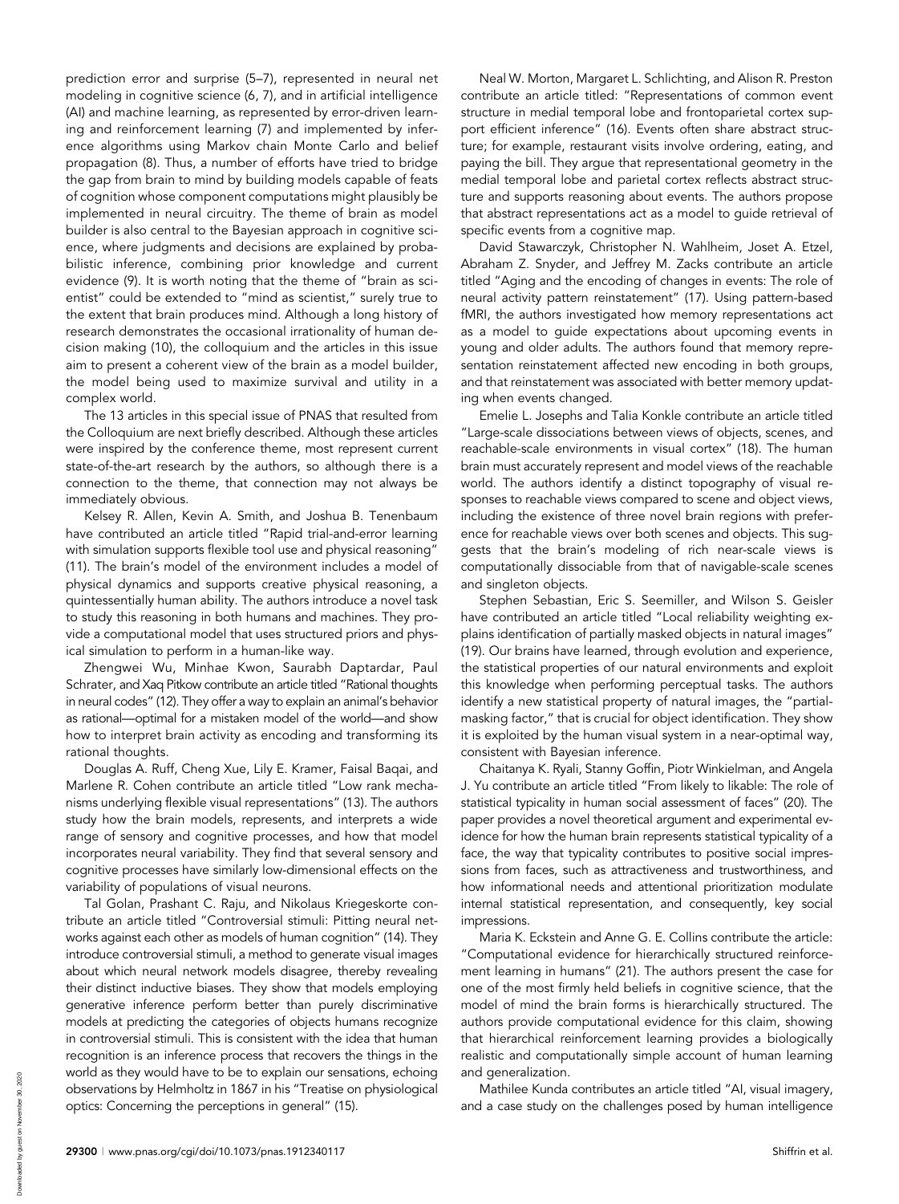prediction error and surprise (5–7), represented in neural net modeling in cognitive science (6, 7), and in artificial intelligence (AI) and machine learning, as represented by error-driven learning and reinforcement learning (7) and implemented by inference algorithms using Markov chain Monte Carlo and belief propagation (8). Thus, a number of efforts have tried to bridge the gap from brain to mind by building models capable of feats of cognition whose component computations might plausibly be implemented in neural circuitry. The theme of brain as model builder is also central to the Bayesian approach in cognitive science, where judgments and decisions are explained by probabilistic inference, combining prior knowledge and current evidence (9). It is worth noting that the theme of "brain as scientist" could be extended to "mind as scientist," surely true to the extent that brain produces mind. Although a long history of research demonstrates the occasional irrationality of human decision making (10), the colloquium and the articles in this issue aim to present a coherent view of the brain as a model builder, the model being used to maximize survival and utility in a complex world.

The 13 articles in this special issue of PNAS that resulted from the Colloquium are next briefly described. Although these articles were inspired by the conference theme, most represent current state-of-the-art research by the authors, so although there is a connection to the theme, that connection may not always be immediately obvious.

Kelsey R. Allen, Kevin A. Smith, and Joshua B. Tenenbaum have contributed an article titled "Rapid trial-and-error learning with simulation supports flexible tool use and physical reasoning" (11). The brain's model of the environment includes a model of physical dynamics and supports creative physical reasoning, a quintessentially human ability. The authors introduce a novel task to study this reasoning in both humans and machines. They provide a computational model that uses structured priors and physical simulation to perform in a human-like way.

Zhengwei Wu, Minhae Kwon, Saurabh Daptardar, Paul Schrater, and Xaq Pitkow contribute an article titled "Rational thoughts in neural codes" (12). They offer a way to explain an animal's behavior as rational—optimal for a mistaken model of the world—and show how to interpret brain activity as encoding and transforming its rational thoughts.

Douglas A. Ruff, Cheng Xue, Lily E. Kramer, Faisal Baqai, and Marlene R. Cohen contribute an article titled "Low rank mechanisms underlying flexible visual representations" (13). The authors study how the brain models, represents, and interprets a wide range of sensory and cognitive processes, and how that model incorporates neural variability. They find that several sensory and cognitive processes have similarly low-dimensional effects on the variability of populations of visual neurons.

Tal Golan, Prashant C. Raju, and Nikolaus Kriegeskorte contribute an article titled "Controversial stimuli: Pitting neural networks against each other as models of human cognition" (14). They introduce controversial stimuli, a method to generate visual images about which neural network models disagree, thereby revealing their distinct inductive biases. They show that models employing generative inference perform better than purely discriminative models at predicting the categories of objects humans recognize in controversial stimuli. This is consistent with the idea that human recognition is an inference process that recovers the things in the world as they would have to be to explain our sensations, echoing observations by Helmholtz in 1867 in his "Treatise on physiological optics: Concerning the perceptions in general" (15).

Neal W. Morton, Margaret L. Schlichting, and Alison R. Preston contribute an article titled: "Representations of common event structure in medial temporal lobe and frontoparietal cortex support efficient inference" (16). Events often share abstract structure; for example, restaurant visits involve ordering, eating, and paying the bill. They argue that representational geometry in the medial temporal lobe and parietal cortex reflects abstract structure and supports reasoning about events. The authors propose that abstract representations act as a model to guide retrieval of specific events from a cognitive map.

David Stawarczyk, Christopher N. Wahlheim, Joset A. Etzel, Abraham Z. Snyder, and Jeffrey M. Zacks contribute an article titled "Aging and the encoding of changes in events: The role of neural activity pattern reinstatement" (17). Using pattern-based fMRI, the authors investigated how memory representations act as a model to guide expectations about upcoming events in young and older adults. The authors found that memory representation reinstatement affected new encoding in both groups, and that reinstatement was associated with better memory updating when events changed.

Emelie L. Josephs and Talia Konkle contribute an article titled "Large-scale dissociations between views of objects, scenes, and reachable-scale environments in visual cortex" (18). The human brain must accurately represent and model views of the reachable world. The authors identify a distinct topography of visual responses to reachable views compared to scene and object views, including the existence of three novel brain regions with preference for reachable views over both scenes and objects. This suggests that the brain's modeling of rich near-scale views is computationally dissociable from that of navigable-scale scenes and singleton objects.

Stephen Sebastian, Eric S. Seemiller, and Wilson S. Geisler have contributed an article titled "Local reliability weighting explains identification of partially masked objects in natural images" (19). Our brains have learned, through evolution and experience, the statistical properties of our natural environments and exploit this knowledge when performing perceptual tasks. The authors identify a new statistical property of natural images, the "partial-masking factor," that is crucial for object identification. They show it is exploited by the human visual system in a near-optimal way, consistent with Bayesian inference.

Chaitanya K. Ryali, Stanny Goffin, Piotr Winkielman, and Angela J. Yu contribute an article titled "From likely to likable: The role of statistical typicality in human social assessment of faces" (20). The paper provides a novel theoretical argument and experimental evidence for how the human brain represents statistical typicality of a face, the way that typicality contributes to positive social impressions from faces, such as attractiveness and trustworthiness, and how informational needs and attentional prioritization modulate internal statistical representation, and consequently, key social impressions.

Maria K. Eckstein and Anne G. E. Collins contribute the article: "Computational evidence for hierarchically structured reinforcement learning in humans" (21). The authors present the case for one of the most firmly held beliefs in cognitive science, that the model of mind the brain forms is hierarchically structured. The authors provide computational evidence for this claim, showing that hierarchical reinforcement learning provides a biologically realistic and computationally simple account of human learning and generalization.

Mathilee Kunda contributes an article titled "AI, visual imagery, and a case study on the challenges posed by human intelligence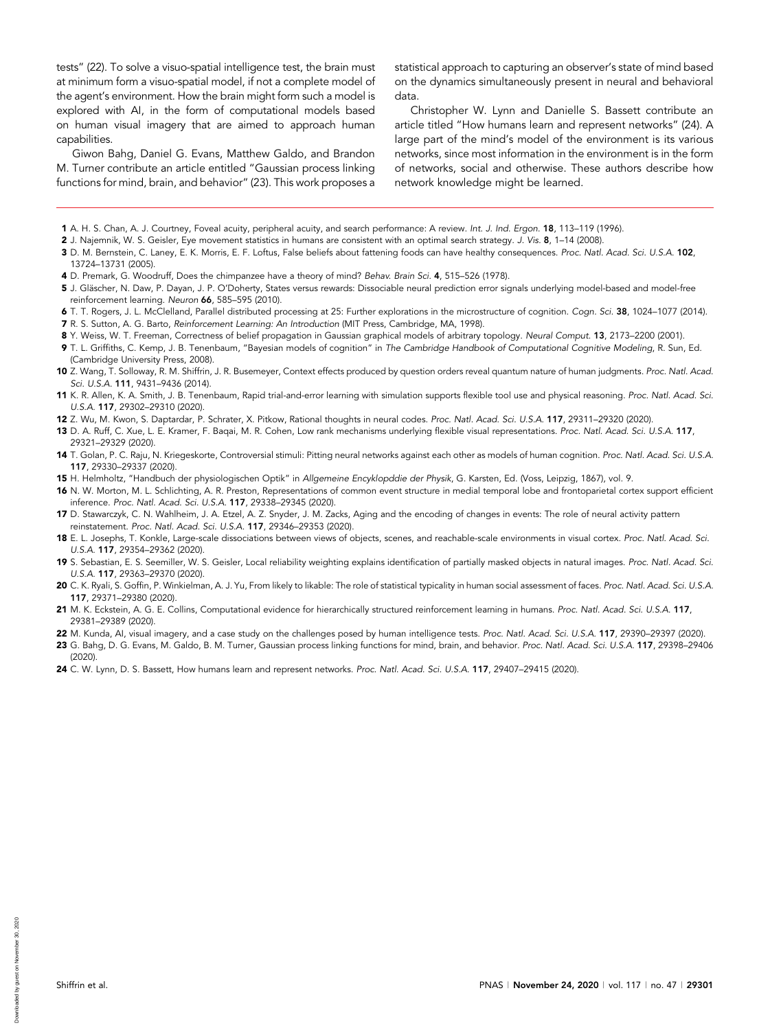tests" (22). To solve a visuo-spatial intelligence test, the brain must at minimum form a visuo-spatial model, if not a complete model of the agent's environment. How the brain might form such a model is explored with AI, in the form of computational models based on human visual imagery that are aimed to approach human capabilities.

Giwon Bahg, Daniel G. Evans, Matthew Galdo, and Brandon M. Turner contribute an article entitled "Gaussian process linking functions for mind, brain, and behavior" (23). This work proposes a statistical approach to capturing an observer's state of mind based on the dynamics simultaneously present in neural and behavioral data.

Christopher W. Lynn and Danielle S. Bassett contribute an article titled "How humans learn and represent networks" (24). A large part of the mind's model of the environment is its various networks, since most information in the environment is in the form of networks, social and otherwise. These authors describe how network knowledge might be learned.

---

**1** A. H. S. Chan, A. J. Courtney, Foveal acuity, peripheral acuity, and search performance: A review. *Int. J. Ind. Ergon.* **18**, 113–119 (1996).

**2** J. Najemnik, W. S. Geisler, Eye movement statistics in humans are consistent with an optimal search strategy. *J. Vis.* **8**, 1–14 (2008).

**3** D. M. Bernstein, C. Laney, E. K. Morris, E. F. Loftus, False beliefs about fattening foods can have healthy consequences. *Proc. Natl. Acad. Sci. U.S.A.* **102**, 13724–13731 (2005).

**4** D. Premark, G. Woodruff, Does the chimpanzee have a theory of mind? *Behav. Brain Sci.* **4**, 515–526 (1978).

**5** J. Gläscher, N. Daw, P. Dayan, J. P. O'Doherty, States versus rewards: Dissociable neural prediction error signals underlying model-based and model-free reinforcement learning. *Neuron* **66**, 585–595 (2010).

**6** T. T. Rogers, J. L. McClelland, Parallel distributed processing at 25: Further explorations in the microstructure of cognition. *Cogn. Sci.* **38**, 1024–1077 (2014).

**7** R. S. Sutton, A. G. Barto, *Reinforcement Learning: An Introduction* (MIT Press, Cambridge, MA, 1998).

**8** Y. Weiss, W. T. Freeman, Correctness of belief propagation in Gaussian graphical models of arbitrary topology. *Neural Comput.* **13**, 2173–2200 (2001).

**9** T. L. Griffiths, C. Kemp, J. B. Tenenbaum, "Bayesian models of cognition" in *The Cambridge Handbook of Computational Cognitive Modeling*, R. Sun, Ed. (Cambridge University Press, 2008).

**10** Z. Wang, T. Solloway, R. M. Shiffrin, J. R. Busemeyer, Context effects produced by question orders reveal quantum nature of human judgments. *Proc. Natl. Acad. Sci. U.S.A.* **111**, 9431–9436 (2014).

**11** K. R. Allen, K. A. Smith, J. B. Tenenbaum, Rapid trial-and-error learning with simulation supports flexible tool use and physical reasoning. *Proc. Natl. Acad. Sci. U.S.A.* **117**, 29302–29310 (2020).

**12** Z. Wu, M. Kwon, S. Daptardar, P. Schrater, X. Pitkow, Rational thoughts in neural codes. *Proc. Natl. Acad. Sci. U.S.A.* **117**, 29311–29320 (2020).

**13** D. A. Ruff, C. Xue, L. E. Kramer, F. Baqai, M. R. Cohen, Low rank mechanisms underlying flexible visual representations. *Proc. Natl. Acad. Sci. U.S.A.* **117**, 29321–29329 (2020).

**14** T. Golan, P. C. Raju, N. Kriegeskorte, Controversial stimuli: Pitting neural networks against each other as models of human cognition. *Proc. Natl. Acad. Sci. U.S.A.* **117**, 29330–29337 (2020).

**15** H. Helmholtz, "Handbuch der physiologischen Optik" in *Allgemeine Encyklopddie der Physik*, G. Karsten, Ed. (Voss, Leipzig, 1867), vol. 9.

**16** N. W. Morton, M. L. Schlichting, A. R. Preston, Representations of common event structure in medial temporal lobe and frontoparietal cortex support efficient inference. *Proc. Natl. Acad. Sci. U.S.A.* **117**, 29338–29345 (2020).

**17** D. Stawarczyk, C. N. Wahlheim, J. A. Etzel, A. Z. Snyder, J. M. Zacks, Aging and the encoding of changes in events: The role of neural activity pattern reinstatement. *Proc. Natl. Acad. Sci. U.S.A.* **117**, 29346–29353 (2020).

**18** E. L. Josephs, T. Konkle, Large-scale dissociations between views of objects, scenes, and reachable-scale environments in visual cortex. *Proc. Natl. Acad. Sci. U.S.A.* **117**, 29354–29362 (2020).

**19** S. Sebastian, E. S. Seemiller, W. S. Geisler, Local reliability weighting explains identification of partially masked objects in natural images. *Proc. Natl. Acad. Sci. U.S.A.* **117**, 29363–29370 (2020).

**20** C. K. Ryali, S. Goffin, P. Winkielman, A. J. Yu, From likely to likable: The role of statistical typicality in human social assessment of faces. *Proc. Natl. Acad. Sci. U.S.A.* **117**, 29371–29380 (2020).

**21** M. K. Eckstein, A. G. E. Collins, Computational evidence for hierarchically structured reinforcement learning in humans. *Proc. Natl. Acad. Sci. U.S.A.* **117**, 29381–29389 (2020).

**22** M. Kunda, AI, visual imagery, and a case study on the challenges posed by human intelligence tests. *Proc. Natl. Acad. Sci. U.S.A.* **117**, 29390–29397 (2020).

**23** G. Bahg, D. G. Evans, M. Galdo, B. M. Turner, Gaussian process linking functions for mind, brain, and behavior. *Proc. Natl. Acad. Sci. U.S.A.* **117**, 29398–29406 (2020).

**24** C. W. Lynn, D. S. Bassett, How humans learn and represent networks. *Proc. Natl. Acad. Sci. U.S.A.* **117**, 29407–29415 (2020).